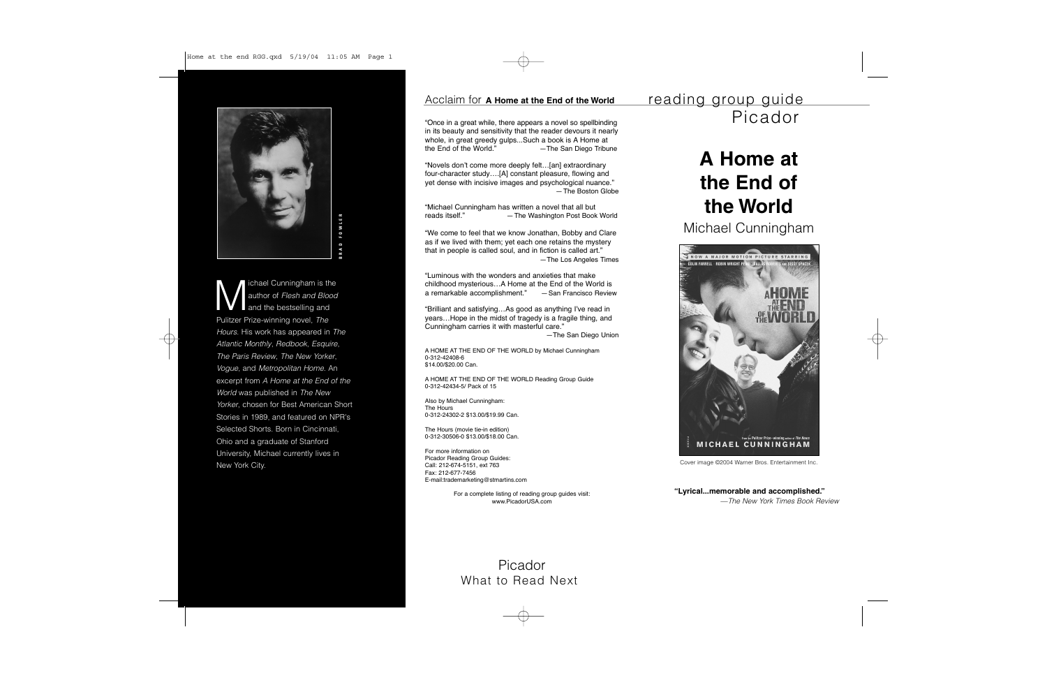BRAD FOWLER

Michael Cunningham is the author of *Flesh and Blood* and the bestselling and Pulitzer Prize-winning novel, *The Hours*. His work has appeared in *The Atlantic Monthly*, *Redbook*, *Esquire*, *The Paris Review*, *The New Yorker*, *Vogue*, and *Metropolitan Home*. An excerpt from *A Home at the End of the World* was published in *The New Yorker*, chosen for Best American Short Stories in 1989, and featured on NPR's Selected Shorts. Born in Cincinnati, Ohio and a graduate of Stanford University, Michael currently lives in New York City.

## Acclaim for **A Home at the End of the World**

"Once in a great while, there appears a novel so spellbinding in its beauty and sensitivity that the reader devours it nearly whole, in great greedy gulps...Such a book is A Home at the End of the World." —The San Diego Tribune

"Novels don't come more deeply felt…[an] extraordinary four-character study….[A] constant pleasure, flowing and yet dense with incisive images and psychological nuance." — The Boston Globe

"Michael Cunningham has written a novel that all but reads itself." — The Washington Post Book World

"We come to feel that we know Jonathan, Bobby and Clare as if we lived with them; yet each one retains the mystery that in people is called soul, and in fiction is called art." —The Los Angeles Times

"Luminous with the wonders and anxieties that make childhood mysterious…A Home at the End of the World is a remarkable accomplishment." — San Francisco Review

"Brilliant and satisfying…As good as anything I've read in years…Hope in the midst of tragedy is a fragile thing, and Cunningham carries it with masterful care." —The San Diego Union

A HOME AT THE END OF THE WORLD by Michael Cunningham
0-312-42408-6
$14.00/$20.00 Can.

A HOME AT THE END OF THE WORLD Reading Group Guide
0-312-42434-5/ Pack of 15

Also by Michael Cunningham:
The Hours
0-312-24302-2 $13.00/$19.99 Can.

The Hours (movie tie-in edition)
0-312-30506-0 $13.00/$18.00 Can.

For more information on
Picador Reading Group Guides:
Call: 212-674-5151, ext 763
Fax: 212-677-7456
E-mail:trademarketing@stmartins.com

For a complete listing of reading group guides visit:
www.PicadorUSA.com

Picador
What to Read Next

reading group guide
Picador

# A Home at the End of the World

Michael Cunningham

Cover image ©2004 Warner Bros. Entertainment Inc.

**"Lyrical...memorable and accomplished."**
*—The New York Times Book Review*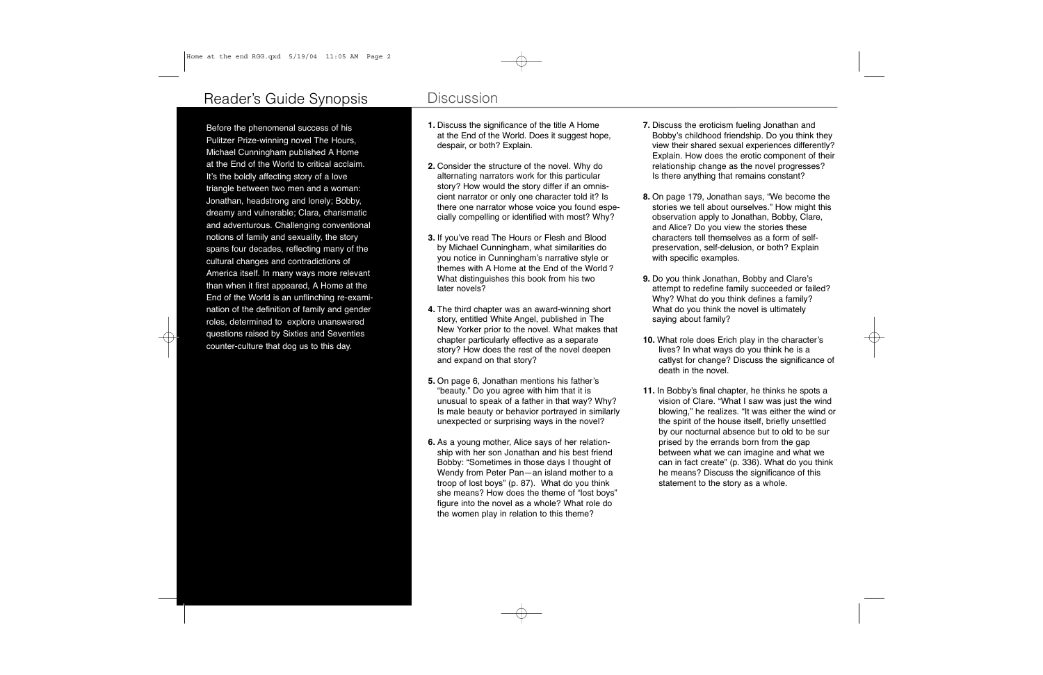## Reader's Guide Synopsis

Before the phenomenal success of his Pulitzer Prize-winning novel The Hours, Michael Cunningham published A Home at the End of the World to critical acclaim. It's the boldly affecting story of a love triangle between two men and a woman: Jonathan, headstrong and lonely; Bobby, dreamy and vulnerable; Clara, charismatic and adventurous. Challenging conventional notions of family and sexuality, the story spans four decades, reflecting many of the cultural changes and contradictions of America itself. In many ways more relevant than when it first appeared, A Home at the End of the World is an unflinching re-examination of the definition of family and gender roles, determined to explore unanswered questions raised by Sixties and Seventies counter-culture that dog us to this day.

## Discussion

**1.** Discuss the significance of the title A Home at the End of the World. Does it suggest hope, despair, or both? Explain.

**2.** Consider the structure of the novel. Why do alternating narrators work for this particular story? How would the story differ if an omniscient narrator or only one character told it? Is there one narrator whose voice you found especially compelling or identified with most? Why?

**3.** If you've read The Hours or Flesh and Blood by Michael Cunningham, what similarities do you notice in Cunningham's narrative style or themes with A Home at the End of the World? What distinguishes this book from his two later novels?

**4.** The third chapter was an award-winning short story, entitled White Angel, published in The New Yorker prior to the novel. What makes that chapter particularly effective as a separate story? How does the rest of the novel deepen and expand on that story?

**5.** On page 6, Jonathan mentions his father's "beauty." Do you agree with him that it is unusual to speak of a father in that way? Why? Is male beauty or behavior portrayed in similarly unexpected or surprising ways in the novel?

**6.** As a young mother, Alice says of her relationship with her son Jonathan and his best friend Bobby: "Sometimes in those days I thought of Wendy from Peter Pan—an island mother to a troop of lost boys" (p. 87). What do you think she means? How does the theme of "lost boys" figure into the novel as a whole? What role do the women play in relation to this theme?

**7.** Discuss the eroticism fueling Jonathan and Bobby's childhood friendship. Do you think they view their shared sexual experiences differently? Explain. How does the erotic component of their relationship change as the novel progresses? Is there anything that remains constant?

**8.** On page 179, Jonathan says, "We become the stories we tell about ourselves." How might this observation apply to Jonathan, Bobby, Clare, and Alice? Do you view the stories these characters tell themselves as a form of self-preservation, self-delusion, or both? Explain with specific examples.

**9.** Do you think Jonathan, Bobby and Clare's attempt to redefine family succeeded or failed? Why? What do you think defines a family? What do you think the novel is ultimately saying about family?

**10.** What role does Erich play in the character's lives? In what ways do you think he is a catlyst for change? Discuss the significance of death in the novel.

**11.** In Bobby's final chapter, he thinks he spots a vision of Clare. "What I saw was just the wind blowing," he realizes. "It was either the wind or the spirit of the house itself, briefly unsettled by our nocturnal absence but to old to be surprised by the errands born from the gap between what we can imagine and what we can in fact create" (p. 336). What do you think he means? Discuss the significance of this statement to the story as a whole.